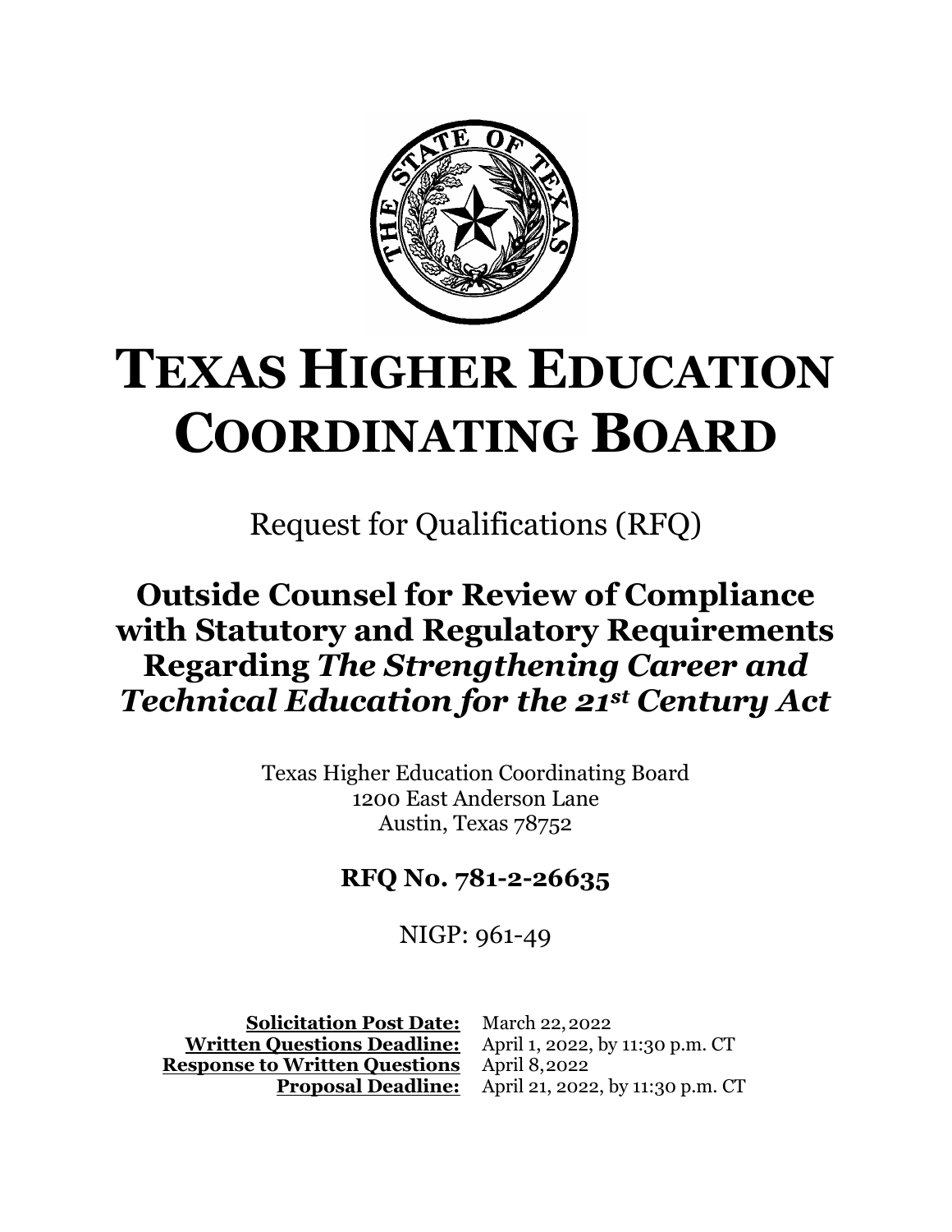# TEXAS HIGHER EDUCATION COORDINATING BOARD

Request for Qualifications (RFQ)

## Outside Counsel for Review of Compliance with Statutory and Regulatory Requirements Regarding *The Strengthening Career and Technical Education for the 21st Century Act*

Texas Higher Education Coordinating Board
1200 East Anderson Lane
Austin, Texas 78752

**RFQ No. 781-2-26635**

NIGP: 961-49

| | |
|---|---|
| **Solicitation Post Date:** | March 22, 2022 |
| **Written Questions Deadline:** | April 1, 2022, by 11:30 p.m. CT |
| **Response to Written Questions** | April 8, 2022 |
| **Proposal Deadline:** | April 21, 2022, by 11:30 p.m. CT |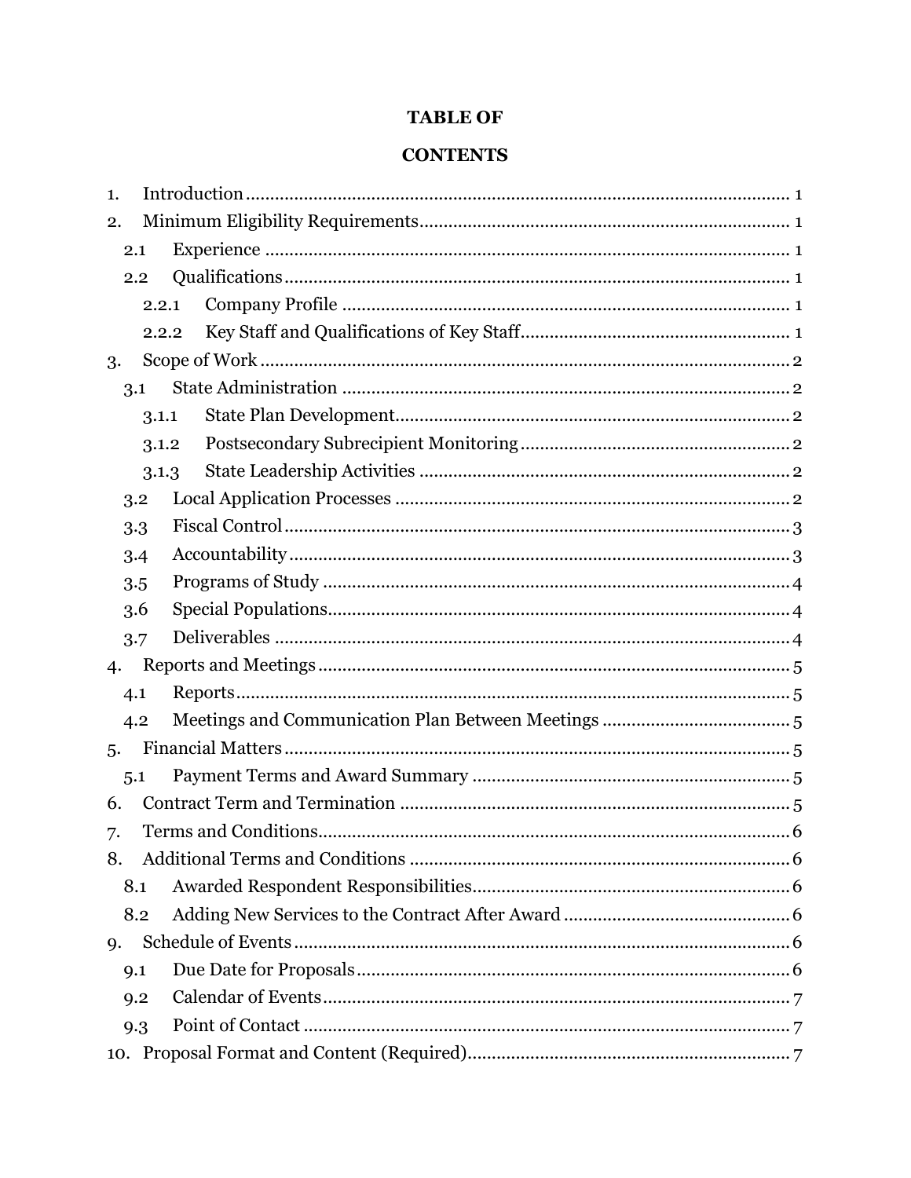**TABLE OF CONTENTS**

1. Introduction ........................................................................................................ 1
2. Minimum Eligibility Requirements ......................................................................... 1
   - 2.1 Experience ........................................................................................................ 1
   - 2.2 Qualifications .................................................................................................. 1
     - 2.2.1 Company Profile ........................................................................................ 1
     - 2.2.2 Key Staff and Qualifications of Key Staff .................................................. 1
3. Scope of Work ........................................................................................................ 2
   - 3.1 State Administration ........................................................................................ 2
     - 3.1.1 State Plan Development ............................................................................ 2
     - 3.1.2 Postsecondary Subrecipient Monitoring ................................................... 2
     - 3.1.3 State Leadership Activities ....................................................................... 2
   - 3.2 Local Application Processes ............................................................................. 2
   - 3.3 Fiscal Control ................................................................................................... 3
   - 3.4 Accountability .................................................................................................. 3
   - 3.5 Programs of Study ........................................................................................... 4
   - 3.6 Special Populations .......................................................................................... 4
   - 3.7 Deliverables ..................................................................................................... 4
4. Reports and Meetings ............................................................................................. 5
   - 4.1 Reports ............................................................................................................. 5
   - 4.2 Meetings and Communication Plan Between Meetings .................................. 5
5. Financial Matters .................................................................................................... 5
   - 5.1 Payment Terms and Award Summary ............................................................. 5
6. Contract Term and Termination ............................................................................ 5
7. Terms and Conditions ............................................................................................. 6
8. Additional Terms and Conditions .......................................................................... 6
   - 8.1 Awarded Respondent Responsibilities ............................................................. 6
   - 8.2 Adding New Services to the Contract After Award ......................................... 6
9. Schedule of Events .................................................................................................. 6
   - 9.1 Due Date for Proposals ..................................................................................... 6
   - 9.2 Calendar of Events ........................................................................................... 7
   - 9.3 Point of Contact ................................................................................................ 7
10. Proposal Format and Content (Required) ............................................................. 7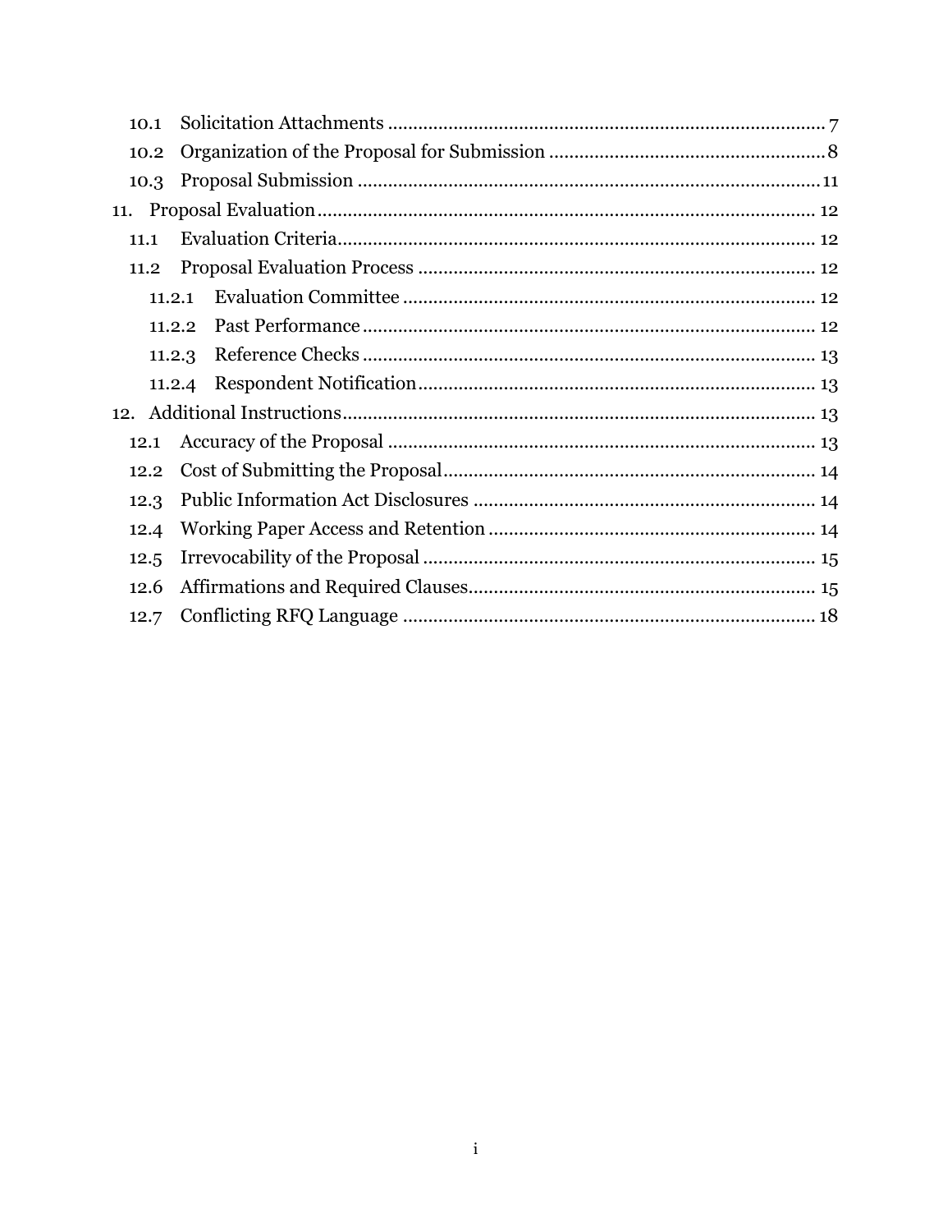10.1 Solicitation Attachments ........................................................................................ 7
10.2 Organization of the Proposal for Submission ........................................................ 8
10.3 Proposal Submission ............................................................................................ 11

11. Proposal Evaluation .................................................................................................. 12
11.1 Evaluation Criteria ............................................................................................... 12
11.2 Proposal Evaluation Process ................................................................................ 12
11.2.1 Evaluation Committee ..................................................................................... 12
11.2.2 Past Performance ............................................................................................ 12
11.2.3 Reference Checks ............................................................................................ 13
11.2.4 Respondent Notification .................................................................................. 13

12. Additional Instructions .............................................................................................. 13
12.1 Accuracy of the Proposal ..................................................................................... 13
12.2 Cost of Submitting the Proposal .......................................................................... 14
12.3 Public Information Act Disclosures ..................................................................... 14
12.4 Working Paper Access and Retention .................................................................. 14
12.5 Irrevocability of the Proposal .............................................................................. 15
12.6 Affirmations and Required Clauses ..................................................................... 15
12.7 Conflicting RFQ Language .................................................................................. 18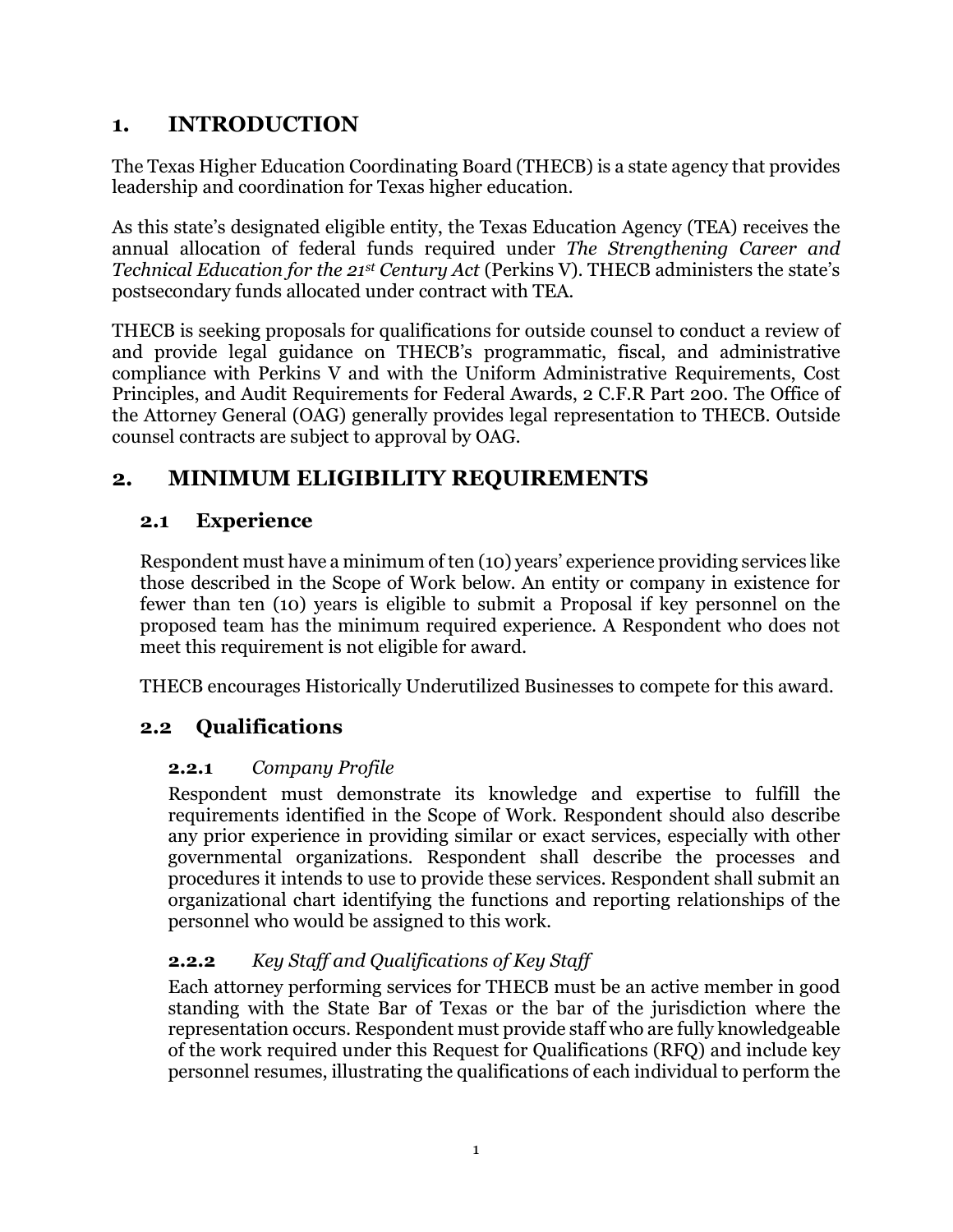# 1. INTRODUCTION

The Texas Higher Education Coordinating Board (THECB) is a state agency that provides leadership and coordination for Texas higher education.

As this state's designated eligible entity, the Texas Education Agency (TEA) receives the annual allocation of federal funds required under *The Strengthening Career and Technical Education for the 21st Century Act* (Perkins V). THECB administers the state's postsecondary funds allocated under contract with TEA.

THECB is seeking proposals for qualifications for outside counsel to conduct a review of and provide legal guidance on THECB's programmatic, fiscal, and administrative compliance with Perkins V and with the Uniform Administrative Requirements, Cost Principles, and Audit Requirements for Federal Awards, 2 C.F.R Part 200. The Office of the Attorney General (OAG) generally provides legal representation to THECB. Outside counsel contracts are subject to approval by OAG.

# 2. MINIMUM ELIGIBILITY REQUIREMENTS

## 2.1 Experience

Respondent must have a minimum of ten (10) years' experience providing services like those described in the Scope of Work below. An entity or company in existence for fewer than ten (10) years is eligible to submit a Proposal if key personnel on the proposed team has the minimum required experience. A Respondent who does not meet this requirement is not eligible for award.

THECB encourages Historically Underutilized Businesses to compete for this award.

## 2.2 Qualifications

### 2.2.1 *Company Profile*

Respondent must demonstrate its knowledge and expertise to fulfill the requirements identified in the Scope of Work. Respondent should also describe any prior experience in providing similar or exact services, especially with other governmental organizations. Respondent shall describe the processes and procedures it intends to use to provide these services. Respondent shall submit an organizational chart identifying the functions and reporting relationships of the personnel who would be assigned to this work.

### 2.2.2 *Key Staff and Qualifications of Key Staff*

Each attorney performing services for THECB must be an active member in good standing with the State Bar of Texas or the bar of the jurisdiction where the representation occurs. Respondent must provide staff who are fully knowledgeable of the work required under this Request for Qualifications (RFQ) and include key personnel resumes, illustrating the qualifications of each individual to perform the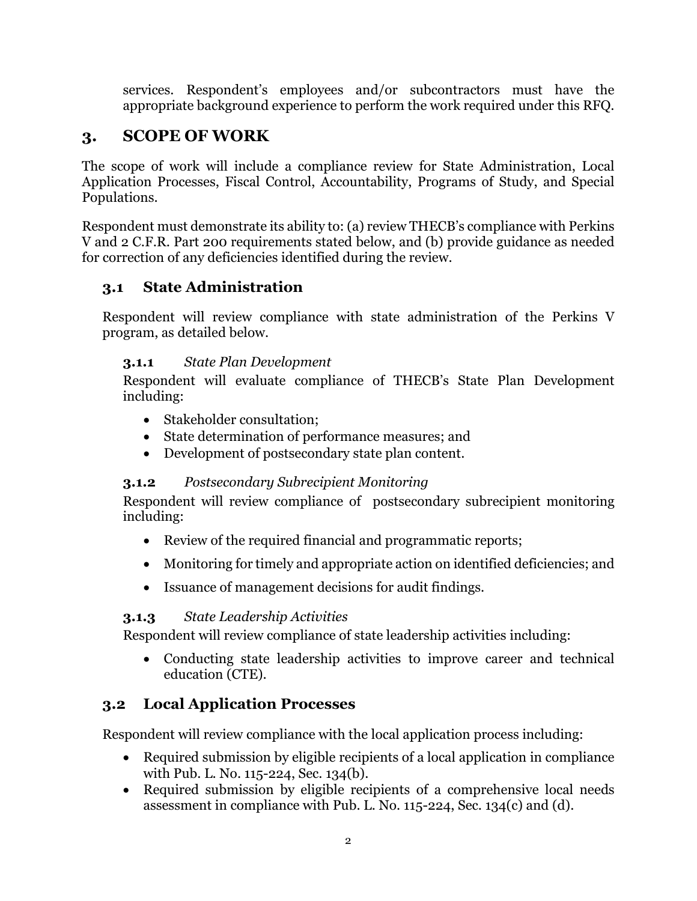services. Respondent's employees and/or subcontractors must have the appropriate background experience to perform the work required under this RFQ.

# 3. SCOPE OF WORK

The scope of work will include a compliance review for State Administration, Local Application Processes, Fiscal Control, Accountability, Programs of Study, and Special Populations.

Respondent must demonstrate its ability to: (a) review THECB's compliance with Perkins V and 2 C.F.R. Part 200 requirements stated below, and (b) provide guidance as needed for correction of any deficiencies identified during the review.

## 3.1 State Administration

Respondent will review compliance with state administration of the Perkins V program, as detailed below.

### 3.1.1 *State Plan Development*

Respondent will evaluate compliance of THECB's State Plan Development including:

- Stakeholder consultation;
- State determination of performance measures; and
- Development of postsecondary state plan content.

### 3.1.2 *Postsecondary Subrecipient Monitoring*

Respondent will review compliance of postsecondary subrecipient monitoring including:

- Review of the required financial and programmatic reports;
- Monitoring for timely and appropriate action on identified deficiencies; and
- Issuance of management decisions for audit findings.

### 3.1.3 *State Leadership Activities*

Respondent will review compliance of state leadership activities including:

- Conducting state leadership activities to improve career and technical education (CTE).

## 3.2 Local Application Processes

Respondent will review compliance with the local application process including:

- Required submission by eligible recipients of a local application in compliance with Pub. L. No. 115-224, Sec. 134(b).
- Required submission by eligible recipients of a comprehensive local needs assessment in compliance with Pub. L. No. 115-224, Sec. 134(c) and (d).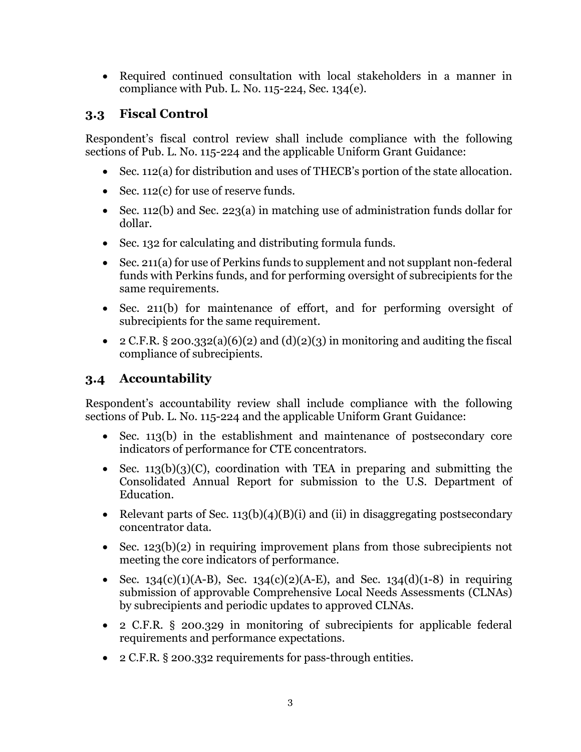- Required continued consultation with local stakeholders in a manner in compliance with Pub. L. No. 115-224, Sec. 134(e).

## 3.3 Fiscal Control

Respondent's fiscal control review shall include compliance with the following sections of Pub. L. No. 115-224 and the applicable Uniform Grant Guidance:

- Sec. 112(a) for distribution and uses of THECB's portion of the state allocation.
- Sec. 112(c) for use of reserve funds.
- Sec. 112(b) and Sec. 223(a) in matching use of administration funds dollar for dollar.
- Sec. 132 for calculating and distributing formula funds.
- Sec. 211(a) for use of Perkins funds to supplement and not supplant non-federal funds with Perkins funds, and for performing oversight of subrecipients for the same requirements.
- Sec. 211(b) for maintenance of effort, and for performing oversight of subrecipients for the same requirement.
- 2 C.F.R. § 200.332(a)(6)(2) and (d)(2)(3) in monitoring and auditing the fiscal compliance of subrecipients.

## 3.4 Accountability

Respondent's accountability review shall include compliance with the following sections of Pub. L. No. 115-224 and the applicable Uniform Grant Guidance:

- Sec. 113(b) in the establishment and maintenance of postsecondary core indicators of performance for CTE concentrators.
- Sec. 113(b)(3)(C), coordination with TEA in preparing and submitting the Consolidated Annual Report for submission to the U.S. Department of Education.
- Relevant parts of Sec. 113(b)(4)(B)(i) and (ii) in disaggregating postsecondary concentrator data.
- Sec. 123(b)(2) in requiring improvement plans from those subrecipients not meeting the core indicators of performance.
- Sec. 134(c)(1)(A-B), Sec. 134(c)(2)(A-E), and Sec. 134(d)(1-8) in requiring submission of approvable Comprehensive Local Needs Assessments (CLNAs) by subrecipients and periodic updates to approved CLNAs.
- 2 C.F.R. § 200.329 in monitoring of subrecipients for applicable federal requirements and performance expectations.
- 2 C.F.R. § 200.332 requirements for pass-through entities.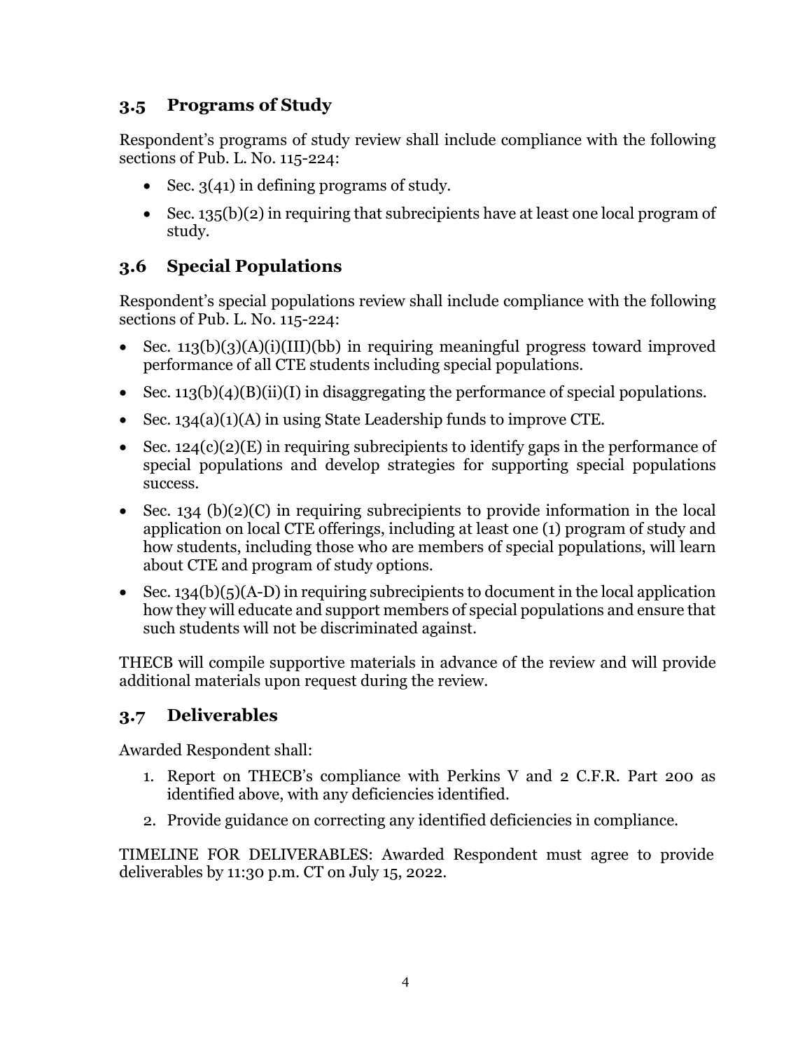## 3.5 Programs of Study

Respondent's programs of study review shall include compliance with the following sections of Pub. L. No. 115-224:

- Sec. 3(41) in defining programs of study.
- Sec. 135(b)(2) in requiring that subrecipients have at least one local program of study.

## 3.6 Special Populations

Respondent's special populations review shall include compliance with the following sections of Pub. L. No. 115-224:

- Sec. 113(b)(3)(A)(i)(III)(bb) in requiring meaningful progress toward improved performance of all CTE students including special populations.
- Sec. 113(b)(4)(B)(ii)(I) in disaggregating the performance of special populations.
- Sec. 134(a)(1)(A) in using State Leadership funds to improve CTE.
- Sec. 124(c)(2)(E) in requiring subrecipients to identify gaps in the performance of special populations and develop strategies for supporting special populations success.
- Sec. 134 (b)(2)(C) in requiring subrecipients to provide information in the local application on local CTE offerings, including at least one (1) program of study and how students, including those who are members of special populations, will learn about CTE and program of study options.
- Sec. 134(b)(5)(A-D) in requiring subrecipients to document in the local application how they will educate and support members of special populations and ensure that such students will not be discriminated against.

THECB will compile supportive materials in advance of the review and will provide additional materials upon request during the review.

## 3.7 Deliverables

Awarded Respondent shall:

1. Report on THECB's compliance with Perkins V and 2 C.F.R. Part 200 as identified above, with any deficiencies identified.
2. Provide guidance on correcting any identified deficiencies in compliance.

TIMELINE FOR DELIVERABLES: Awarded Respondent must agree to provide deliverables by 11:30 p.m. CT on July 15, 2022.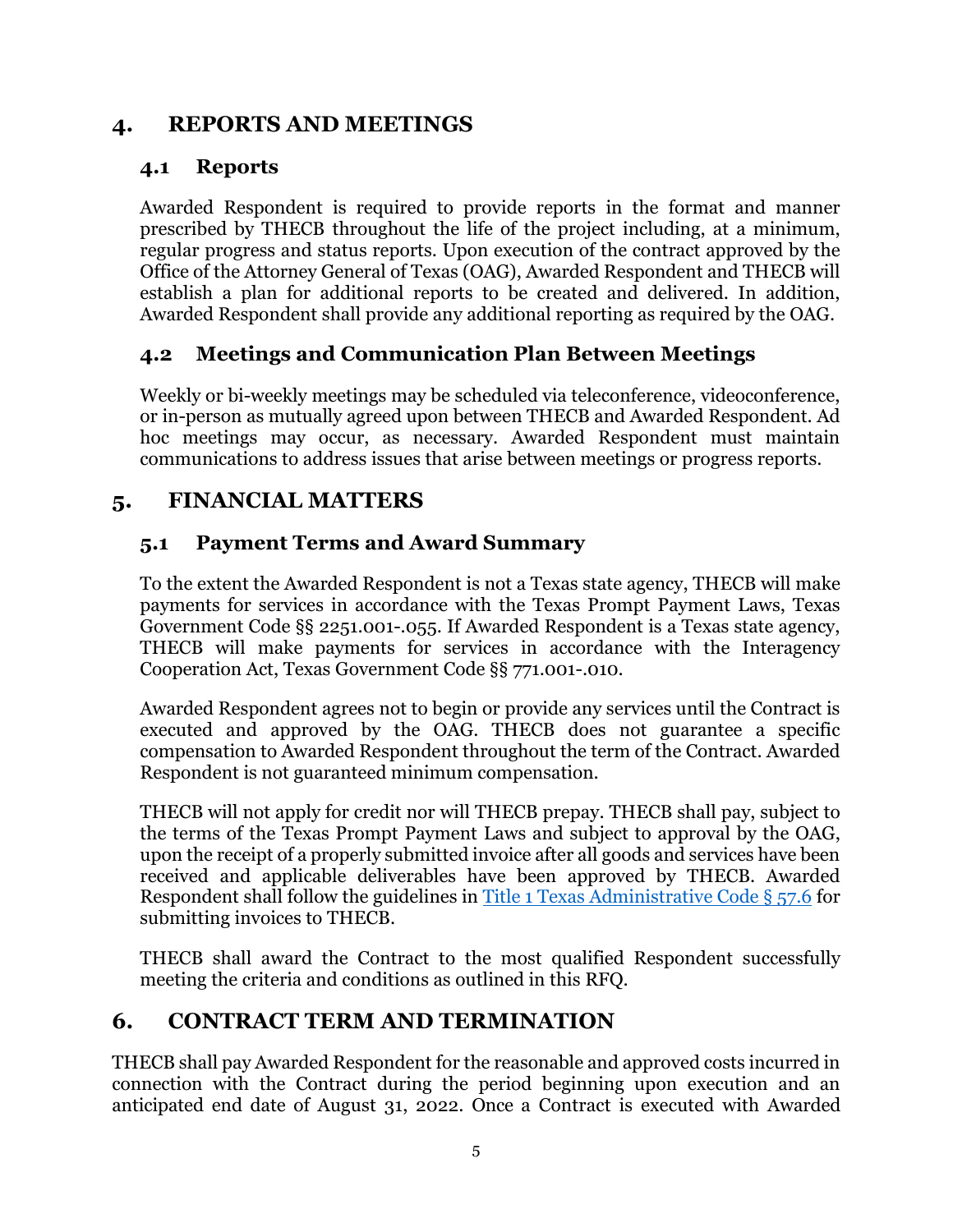## 4. REPORTS AND MEETINGS

### 4.1 Reports

Awarded Respondent is required to provide reports in the format and manner prescribed by THECB throughout the life of the project including, at a minimum, regular progress and status reports. Upon execution of the contract approved by the Office of the Attorney General of Texas (OAG), Awarded Respondent and THECB will establish a plan for additional reports to be created and delivered. In addition, Awarded Respondent shall provide any additional reporting as required by the OAG.

### 4.2 Meetings and Communication Plan Between Meetings

Weekly or bi-weekly meetings may be scheduled via teleconference, videoconference, or in-person as mutually agreed upon between THECB and Awarded Respondent. Ad hoc meetings may occur, as necessary. Awarded Respondent must maintain communications to address issues that arise between meetings or progress reports.

## 5. FINANCIAL MATTERS

### 5.1 Payment Terms and Award Summary

To the extent the Awarded Respondent is not a Texas state agency, THECB will make payments for services in accordance with the Texas Prompt Payment Laws, Texas Government Code §§ 2251.001-.055. If Awarded Respondent is a Texas state agency, THECB will make payments for services in accordance with the Interagency Cooperation Act, Texas Government Code §§ 771.001-.010.

Awarded Respondent agrees not to begin or provide any services until the Contract is executed and approved by the OAG. THECB does not guarantee a specific compensation to Awarded Respondent throughout the term of the Contract. Awarded Respondent is not guaranteed minimum compensation.

THECB will not apply for credit nor will THECB prepay. THECB shall pay, subject to the terms of the Texas Prompt Payment Laws and subject to approval by the OAG, upon the receipt of a properly submitted invoice after all goods and services have been received and applicable deliverables have been approved by THECB. Awarded Respondent shall follow the guidelines in Title 1 Texas Administrative Code § 57.6 for submitting invoices to THECB.

THECB shall award the Contract to the most qualified Respondent successfully meeting the criteria and conditions as outlined in this RFQ.

## 6. CONTRACT TERM AND TERMINATION

THECB shall pay Awarded Respondent for the reasonable and approved costs incurred in connection with the Contract during the period beginning upon execution and an anticipated end date of August 31, 2022. Once a Contract is executed with Awarded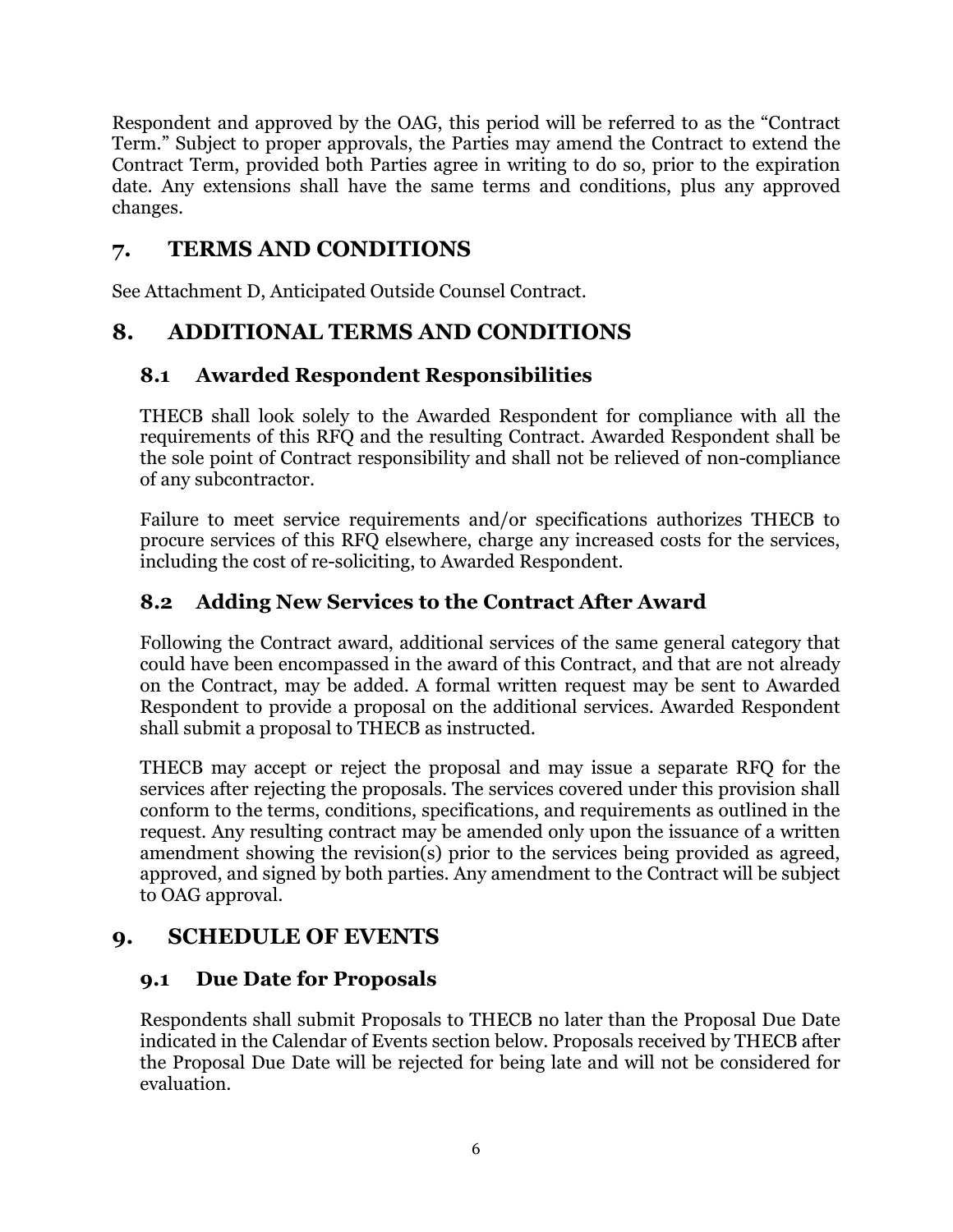Respondent and approved by the OAG, this period will be referred to as the "Contract Term." Subject to proper approvals, the Parties may amend the Contract to extend the Contract Term, provided both Parties agree in writing to do so, prior to the expiration date. Any extensions shall have the same terms and conditions, plus any approved changes.

# 7. TERMS AND CONDITIONS

See Attachment D, Anticipated Outside Counsel Contract.

# 8. ADDITIONAL TERMS AND CONDITIONS

## 8.1 Awarded Respondent Responsibilities

THECB shall look solely to the Awarded Respondent for compliance with all the requirements of this RFQ and the resulting Contract. Awarded Respondent shall be the sole point of Contract responsibility and shall not be relieved of non-compliance of any subcontractor.

Failure to meet service requirements and/or specifications authorizes THECB to procure services of this RFQ elsewhere, charge any increased costs for the services, including the cost of re-soliciting, to Awarded Respondent.

## 8.2 Adding New Services to the Contract After Award

Following the Contract award, additional services of the same general category that could have been encompassed in the award of this Contract, and that are not already on the Contract, may be added. A formal written request may be sent to Awarded Respondent to provide a proposal on the additional services. Awarded Respondent shall submit a proposal to THECB as instructed.

THECB may accept or reject the proposal and may issue a separate RFQ for the services after rejecting the proposals. The services covered under this provision shall conform to the terms, conditions, specifications, and requirements as outlined in the request. Any resulting contract may be amended only upon the issuance of a written amendment showing the revision(s) prior to the services being provided as agreed, approved, and signed by both parties. Any amendment to the Contract will be subject to OAG approval.

# 9. SCHEDULE OF EVENTS

## 9.1 Due Date for Proposals

Respondents shall submit Proposals to THECB no later than the Proposal Due Date indicated in the Calendar of Events section below. Proposals received by THECB after the Proposal Due Date will be rejected for being late and will not be considered for evaluation.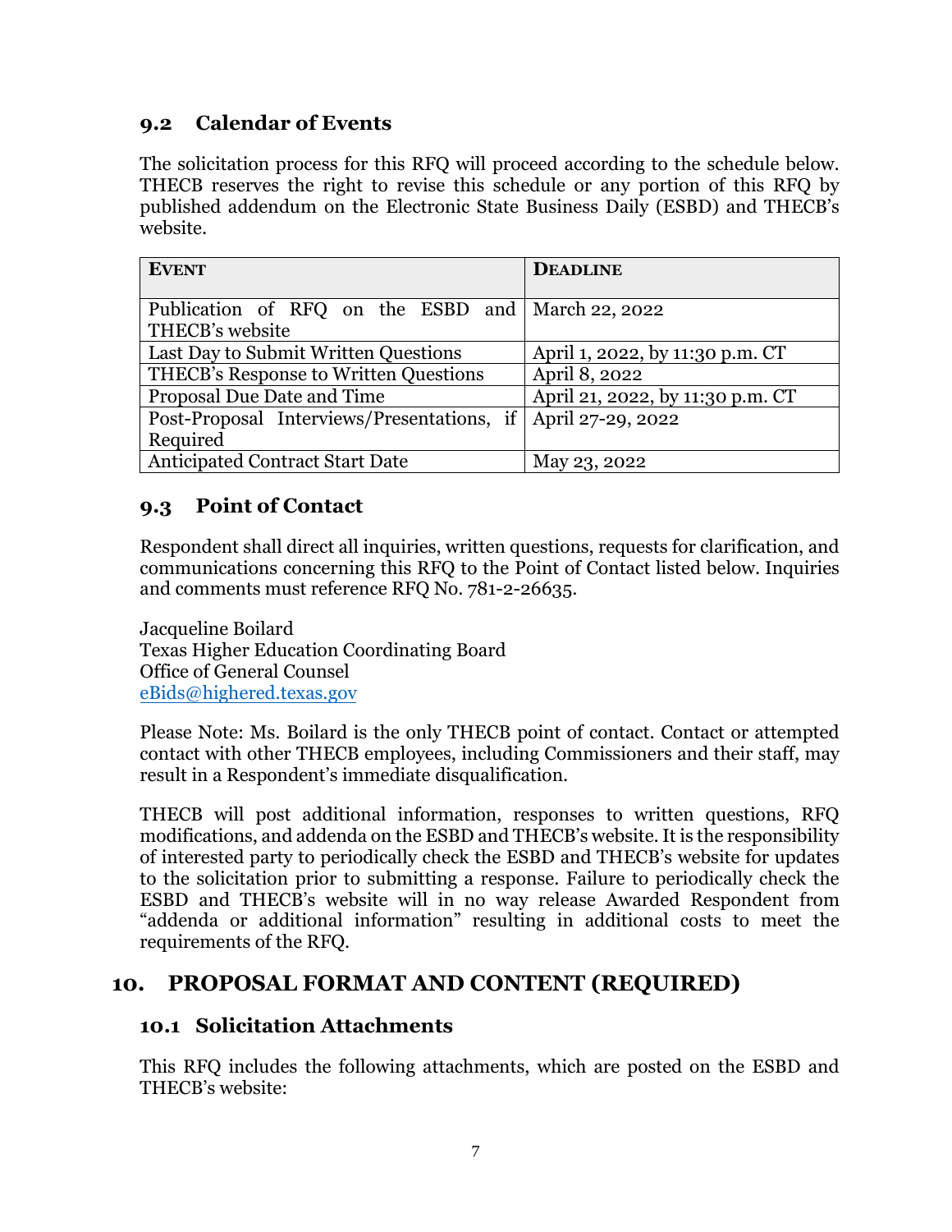### 9.2 Calendar of Events

The solicitation process for this RFQ will proceed according to the schedule below. THECB reserves the right to revise this schedule or any portion of this RFQ by published addendum on the Electronic State Business Daily (ESBD) and THECB's website.

| EVENT | DEADLINE |
|---|---|
| Publication of RFQ on the ESBD and THECB's website | March 22, 2022 |
| Last Day to Submit Written Questions | April 1, 2022, by 11:30 p.m. CT |
| THECB's Response to Written Questions | April 8, 2022 |
| Proposal Due Date and Time | April 21, 2022, by 11:30 p.m. CT |
| Post-Proposal Interviews/Presentations, if Required | April 27-29, 2022 |
| Anticipated Contract Start Date | May 23, 2022 |

### 9.3 Point of Contact

Respondent shall direct all inquiries, written questions, requests for clarification, and communications concerning this RFQ to the Point of Contact listed below. Inquiries and comments must reference RFQ No. 781-2-26635.

Jacqueline Boilard
Texas Higher Education Coordinating Board
Office of General Counsel
eBids@highered.texas.gov

Please Note: Ms. Boilard is the only THECB point of contact. Contact or attempted contact with other THECB employees, including Commissioners and their staff, may result in a Respondent's immediate disqualification.

THECB will post additional information, responses to written questions, RFQ modifications, and addenda on the ESBD and THECB's website. It is the responsibility of interested party to periodically check the ESBD and THECB's website for updates to the solicitation prior to submitting a response. Failure to periodically check the ESBD and THECB's website will in no way release Awarded Respondent from "addenda or additional information" resulting in additional costs to meet the requirements of the RFQ.

## 10. PROPOSAL FORMAT AND CONTENT (REQUIRED)

### 10.1 Solicitation Attachments

This RFQ includes the following attachments, which are posted on the ESBD and THECB's website: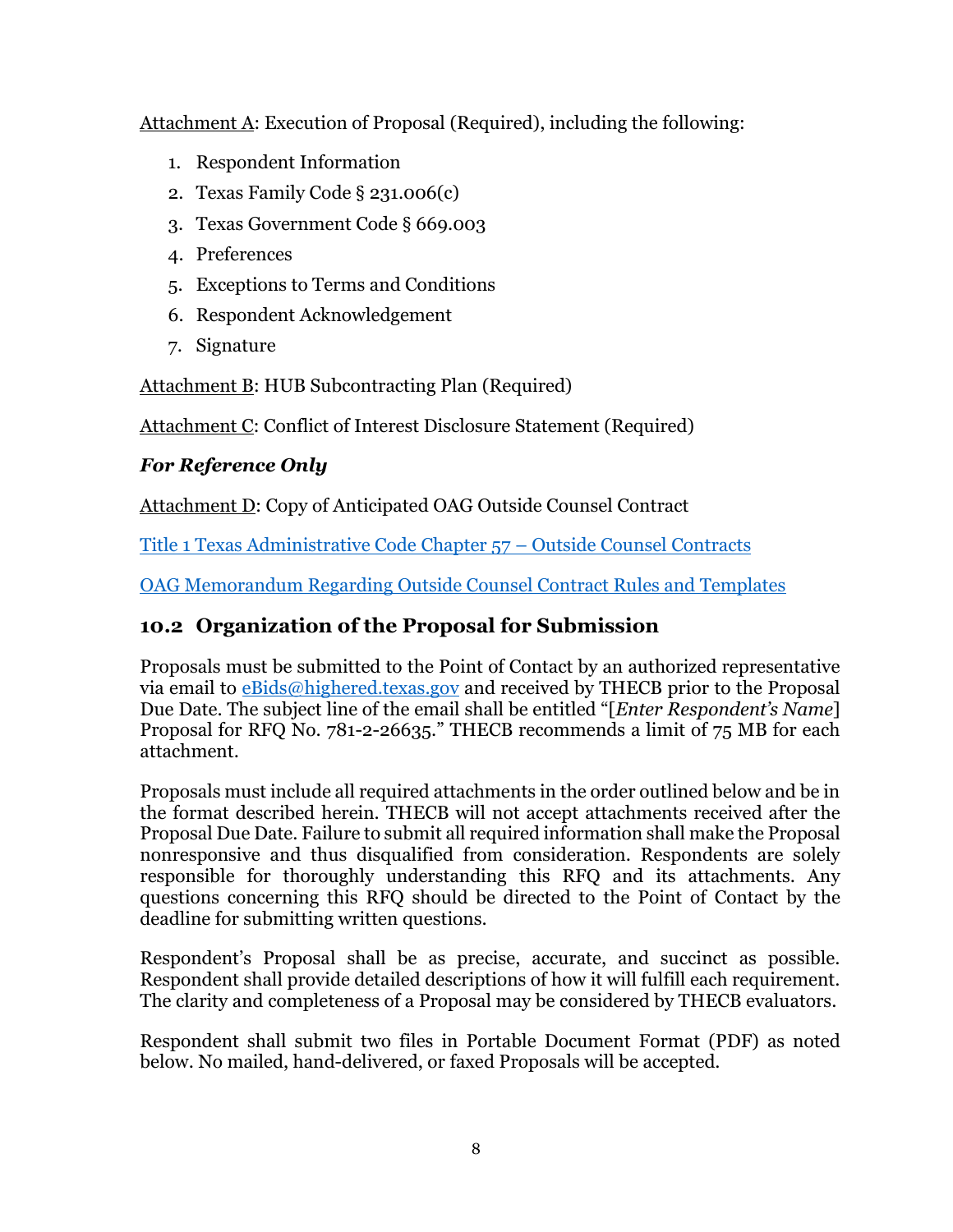Attachment A: Execution of Proposal (Required), including the following:

1. Respondent Information
2. Texas Family Code § 231.006(c)
3. Texas Government Code § 669.003
4. Preferences
5. Exceptions to Terms and Conditions
6. Respondent Acknowledgement
7. Signature

Attachment B: HUB Subcontracting Plan (Required)

Attachment C: Conflict of Interest Disclosure Statement (Required)

***For Reference Only***

Attachment D: Copy of Anticipated OAG Outside Counsel Contract

Title 1 Texas Administrative Code Chapter 57 – Outside Counsel Contracts

OAG Memorandum Regarding Outside Counsel Contract Rules and Templates

## 10.2 Organization of the Proposal for Submission

Proposals must be submitted to the Point of Contact by an authorized representative via email to eBids@highered.texas.gov and received by THECB prior to the Proposal Due Date. The subject line of the email shall be entitled "[*Enter Respondent's Name*] Proposal for RFQ No. 781-2-26635." THECB recommends a limit of 75 MB for each attachment.

Proposals must include all required attachments in the order outlined below and be in the format described herein. THECB will not accept attachments received after the Proposal Due Date. Failure to submit all required information shall make the Proposal nonresponsive and thus disqualified from consideration. Respondents are solely responsible for thoroughly understanding this RFQ and its attachments. Any questions concerning this RFQ should be directed to the Point of Contact by the deadline for submitting written questions.

Respondent's Proposal shall be as precise, accurate, and succinct as possible. Respondent shall provide detailed descriptions of how it will fulfill each requirement. The clarity and completeness of a Proposal may be considered by THECB evaluators.

Respondent shall submit two files in Portable Document Format (PDF) as noted below. No mailed, hand-delivered, or faxed Proposals will be accepted.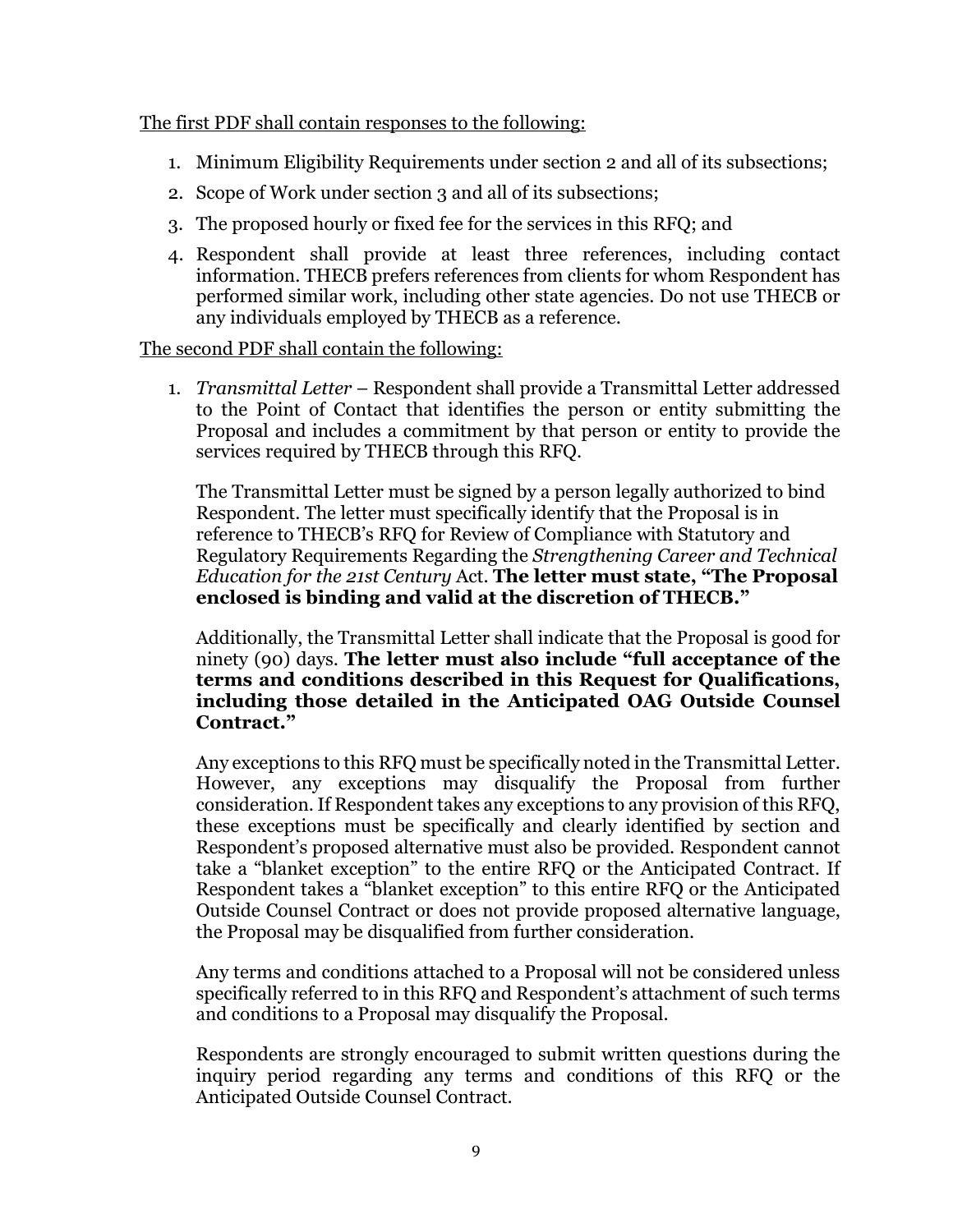<u>The first PDF shall contain responses to the following:</u>

1. Minimum Eligibility Requirements under section 2 and all of its subsections;
2. Scope of Work under section 3 and all of its subsections;
3. The proposed hourly or fixed fee for the services in this RFQ; and
4. Respondent shall provide at least three references, including contact information. THECB prefers references from clients for whom Respondent has performed similar work, including other state agencies. Do not use THECB or any individuals employed by THECB as a reference.

<u>The second PDF shall contain the following:</u>

1. *Transmittal Letter* – Respondent shall provide a Transmittal Letter addressed to the Point of Contact that identifies the person or entity submitting the Proposal and includes a commitment by that person or entity to provide the services required by THECB through this RFQ.

   The Transmittal Letter must be signed by a person legally authorized to bind Respondent. The letter must specifically identify that the Proposal is in reference to THECB's RFQ for Review of Compliance with Statutory and Regulatory Requirements Regarding the *Strengthening Career and Technical Education for the 21st Century* Act. **The letter must state, "The Proposal enclosed is binding and valid at the discretion of THECB."**

   Additionally, the Transmittal Letter shall indicate that the Proposal is good for ninety (90) days. **The letter must also include "full acceptance of the terms and conditions described in this Request for Qualifications, including those detailed in the Anticipated OAG Outside Counsel Contract."**

   Any exceptions to this RFQ must be specifically noted in the Transmittal Letter. However, any exceptions may disqualify the Proposal from further consideration. If Respondent takes any exceptions to any provision of this RFQ, these exceptions must be specifically and clearly identified by section and Respondent's proposed alternative must also be provided. Respondent cannot take a "blanket exception" to the entire RFQ or the Anticipated Contract. If Respondent takes a "blanket exception" to this entire RFQ or the Anticipated Outside Counsel Contract or does not provide proposed alternative language, the Proposal may be disqualified from further consideration.

   Any terms and conditions attached to a Proposal will not be considered unless specifically referred to in this RFQ and Respondent's attachment of such terms and conditions to a Proposal may disqualify the Proposal.

   Respondents are strongly encouraged to submit written questions during the inquiry period regarding any terms and conditions of this RFQ or the Anticipated Outside Counsel Contract.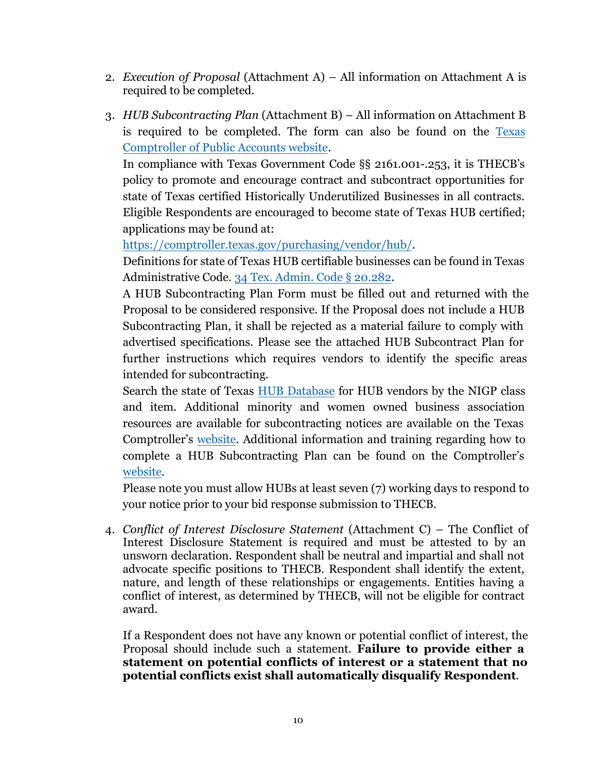2. *Execution of Proposal* (Attachment A) – All information on Attachment A is required to be completed.

3. *HUB Subcontracting Plan* (Attachment B) – All information on Attachment B is required to be completed. The form can also be found on the Texas Comptroller of Public Accounts website.

   In compliance with Texas Government Code §§ 2161.001-.253, it is THECB's policy to promote and encourage contract and subcontract opportunities for state of Texas certified Historically Underutilized Businesses in all contracts. Eligible Respondents are encouraged to become state of Texas HUB certified; applications may be found at: https://comptroller.texas.gov/purchasing/vendor/hub/.

   Definitions for state of Texas HUB certifiable businesses can be found in Texas Administrative Code. 34 Tex. Admin. Code § 20.282.

   A HUB Subcontracting Plan Form must be filled out and returned with the Proposal to be considered responsive. If the Proposal does not include a HUB Subcontracting Plan, it shall be rejected as a material failure to comply with advertised specifications. Please see the attached HUB Subcontract Plan for further instructions which requires vendors to identify the specific areas intended for subcontracting.

   Search the state of Texas HUB Database for HUB vendors by the NIGP class and item. Additional minority and women owned business association resources are available for subcontracting notices are available on the Texas Comptroller's website. Additional information and training regarding how to complete a HUB Subcontracting Plan can be found on the Comptroller's website.

   Please note you must allow HUBs at least seven (7) working days to respond to your notice prior to your bid response submission to THECB.

4. *Conflict of Interest Disclosure Statement* (Attachment C) – The Conflict of Interest Disclosure Statement is required and must be attested to by an unsworn declaration. Respondent shall be neutral and impartial and shall not advocate specific positions to THECB. Respondent shall identify the extent, nature, and length of these relationships or engagements. Entities having a conflict of interest, as determined by THECB, will not be eligible for contract award.

   If a Respondent does not have any known or potential conflict of interest, the Proposal should include such a statement. **Failure to provide either a statement on potential conflicts of interest or a statement that no potential conflicts exist shall automatically disqualify Respondent**.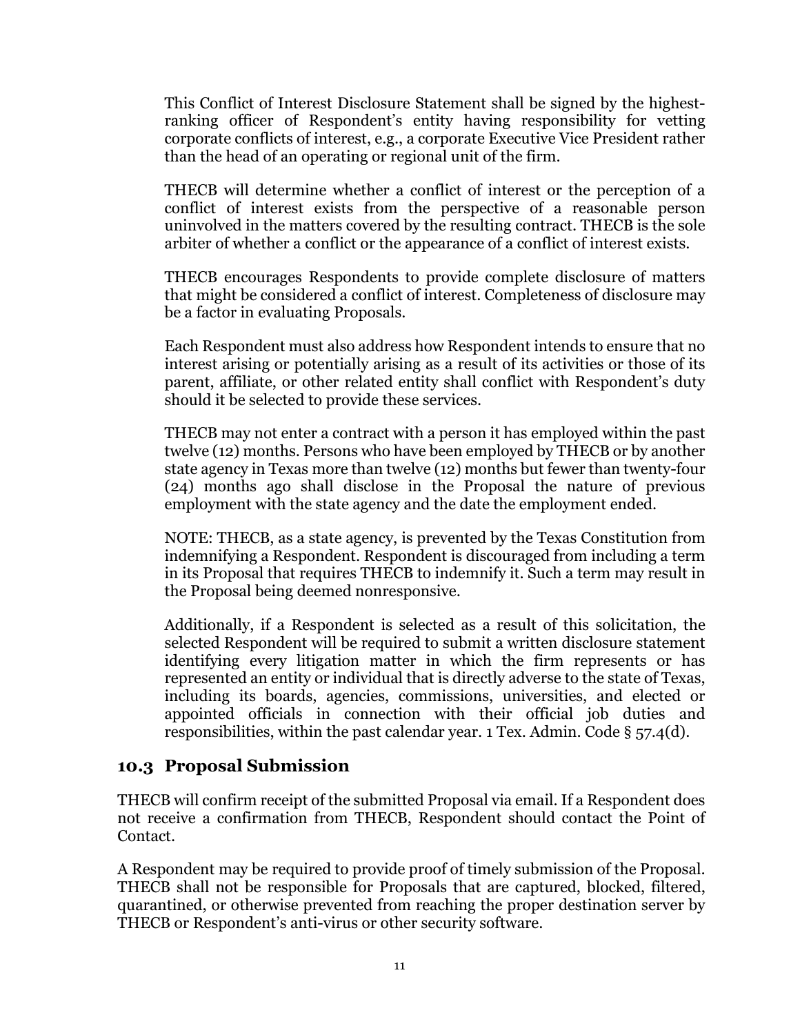This Conflict of Interest Disclosure Statement shall be signed by the highest-ranking officer of Respondent's entity having responsibility for vetting corporate conflicts of interest, e.g., a corporate Executive Vice President rather than the head of an operating or regional unit of the firm.

THECB will determine whether a conflict of interest or the perception of a conflict of interest exists from the perspective of a reasonable person uninvolved in the matters covered by the resulting contract. THECB is the sole arbiter of whether a conflict or the appearance of a conflict of interest exists.

THECB encourages Respondents to provide complete disclosure of matters that might be considered a conflict of interest. Completeness of disclosure may be a factor in evaluating Proposals.

Each Respondent must also address how Respondent intends to ensure that no interest arising or potentially arising as a result of its activities or those of its parent, affiliate, or other related entity shall conflict with Respondent's duty should it be selected to provide these services.

THECB may not enter a contract with a person it has employed within the past twelve (12) months. Persons who have been employed by THECB or by another state agency in Texas more than twelve (12) months but fewer than twenty-four (24) months ago shall disclose in the Proposal the nature of previous employment with the state agency and the date the employment ended.

NOTE: THECB, as a state agency, is prevented by the Texas Constitution from indemnifying a Respondent. Respondent is discouraged from including a term in its Proposal that requires THECB to indemnify it. Such a term may result in the Proposal being deemed nonresponsive.

Additionally, if a Respondent is selected as a result of this solicitation, the selected Respondent will be required to submit a written disclosure statement identifying every litigation matter in which the firm represents or has represented an entity or individual that is directly adverse to the state of Texas, including its boards, agencies, commissions, universities, and elected or appointed officials in connection with their official job duties and responsibilities, within the past calendar year. 1 Tex. Admin. Code § 57.4(d).

## 10.3 Proposal Submission

THECB will confirm receipt of the submitted Proposal via email. If a Respondent does not receive a confirmation from THECB, Respondent should contact the Point of Contact.

A Respondent may be required to provide proof of timely submission of the Proposal. THECB shall not be responsible for Proposals that are captured, blocked, filtered, quarantined, or otherwise prevented from reaching the proper destination server by THECB or Respondent's anti-virus or other security software.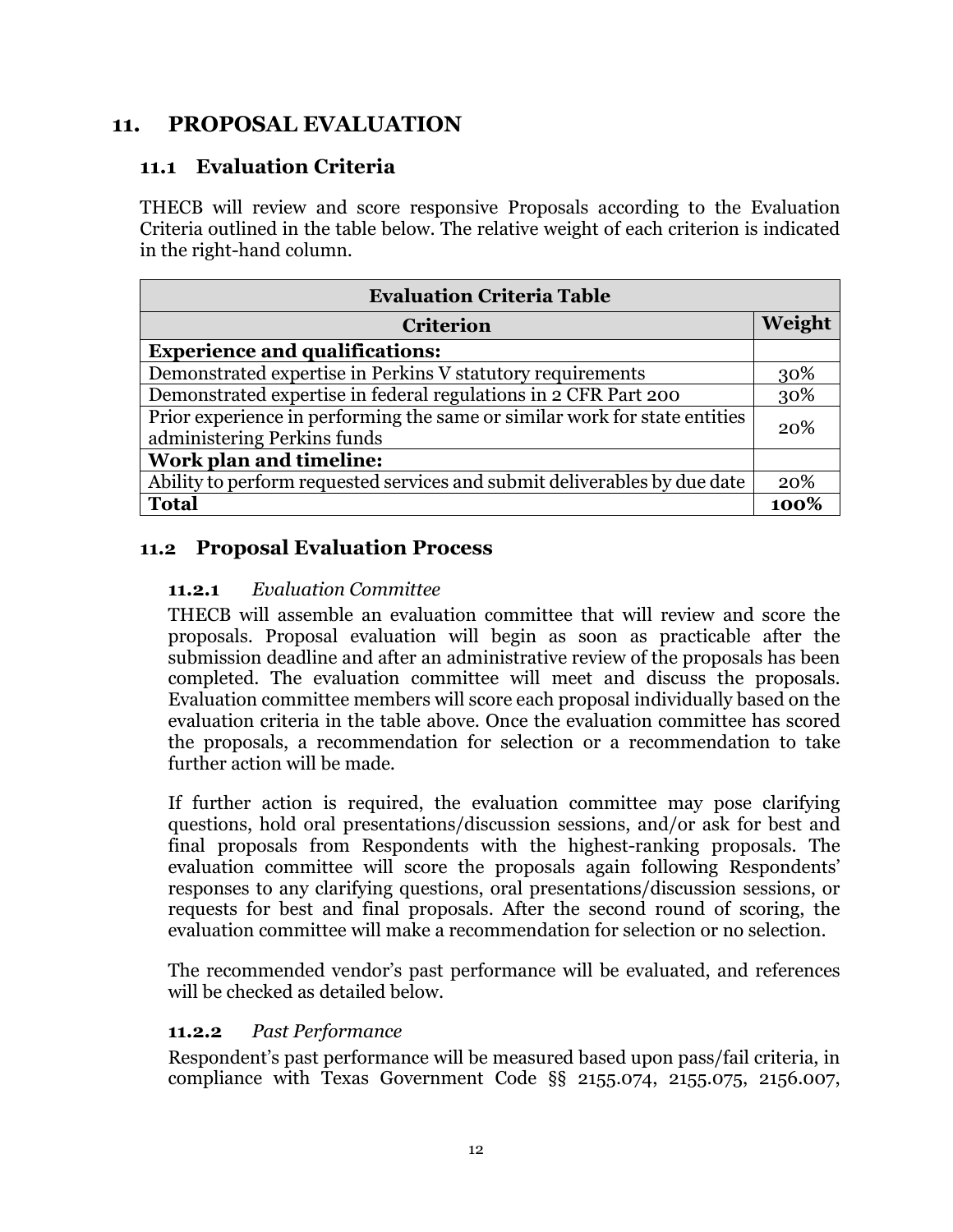# 11. PROPOSAL EVALUATION

## 11.1 Evaluation Criteria

THECB will review and score responsive Proposals according to the Evaluation Criteria outlined in the table below. The relative weight of each criterion is indicated in the right-hand column.

| Evaluation Criteria Table | |
|---|---|
| **Criterion** | **Weight** |
| **Experience and qualifications:** | |
| Demonstrated expertise in Perkins V statutory requirements | 30% |
| Demonstrated expertise in federal regulations in 2 CFR Part 200 | 30% |
| Prior experience in performing the same or similar work for state entities administering Perkins funds | 20% |
| **Work plan and timeline:** | |
| Ability to perform requested services and submit deliverables by due date | 20% |
| **Total** | **100%** |

## 11.2 Proposal Evaluation Process

### 11.2.1 *Evaluation Committee*

THECB will assemble an evaluation committee that will review and score the proposals. Proposal evaluation will begin as soon as practicable after the submission deadline and after an administrative review of the proposals has been completed. The evaluation committee will meet and discuss the proposals. Evaluation committee members will score each proposal individually based on the evaluation criteria in the table above. Once the evaluation committee has scored the proposals, a recommendation for selection or a recommendation to take further action will be made.

If further action is required, the evaluation committee may pose clarifying questions, hold oral presentations/discussion sessions, and/or ask for best and final proposals from Respondents with the highest-ranking proposals. The evaluation committee will score the proposals again following Respondents' responses to any clarifying questions, oral presentations/discussion sessions, or requests for best and final proposals. After the second round of scoring, the evaluation committee will make a recommendation for selection or no selection.

The recommended vendor's past performance will be evaluated, and references will be checked as detailed below.

### 11.2.2 *Past Performance*

Respondent's past performance will be measured based upon pass/fail criteria, in compliance with Texas Government Code §§ 2155.074, 2155.075, 2156.007,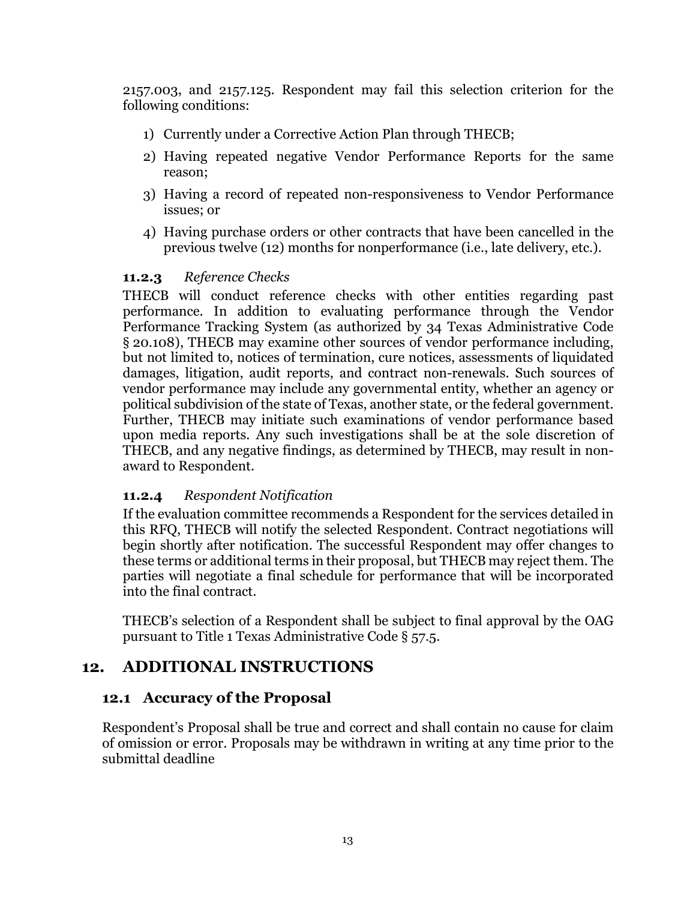2157.003, and 2157.125. Respondent may fail this selection criterion for the following conditions:

1) Currently under a Corrective Action Plan through THECB;
2) Having repeated negative Vendor Performance Reports for the same reason;
3) Having a record of repeated non-responsiveness to Vendor Performance issues; or
4) Having purchase orders or other contracts that have been cancelled in the previous twelve (12) months for nonperformance (i.e., late delivery, etc.).

#### **11.2.3** *Reference Checks*

THECB will conduct reference checks with other entities regarding past performance. In addition to evaluating performance through the Vendor Performance Tracking System (as authorized by 34 Texas Administrative Code § 20.108), THECB may examine other sources of vendor performance including, but not limited to, notices of termination, cure notices, assessments of liquidated damages, litigation, audit reports, and contract non-renewals. Such sources of vendor performance may include any governmental entity, whether an agency or political subdivision of the state of Texas, another state, or the federal government. Further, THECB may initiate such examinations of vendor performance based upon media reports. Any such investigations shall be at the sole discretion of THECB, and any negative findings, as determined by THECB, may result in non-award to Respondent.

#### **11.2.4** *Respondent Notification*

If the evaluation committee recommends a Respondent for the services detailed in this RFQ, THECB will notify the selected Respondent. Contract negotiations will begin shortly after notification. The successful Respondent may offer changes to these terms or additional terms in their proposal, but THECB may reject them. The parties will negotiate a final schedule for performance that will be incorporated into the final contract.

THECB's selection of a Respondent shall be subject to final approval by the OAG pursuant to Title 1 Texas Administrative Code § 57.5.

## **12. ADDITIONAL INSTRUCTIONS**

### **12.1 Accuracy of the Proposal**

Respondent's Proposal shall be true and correct and shall contain no cause for claim of omission or error. Proposals may be withdrawn in writing at any time prior to the submittal deadline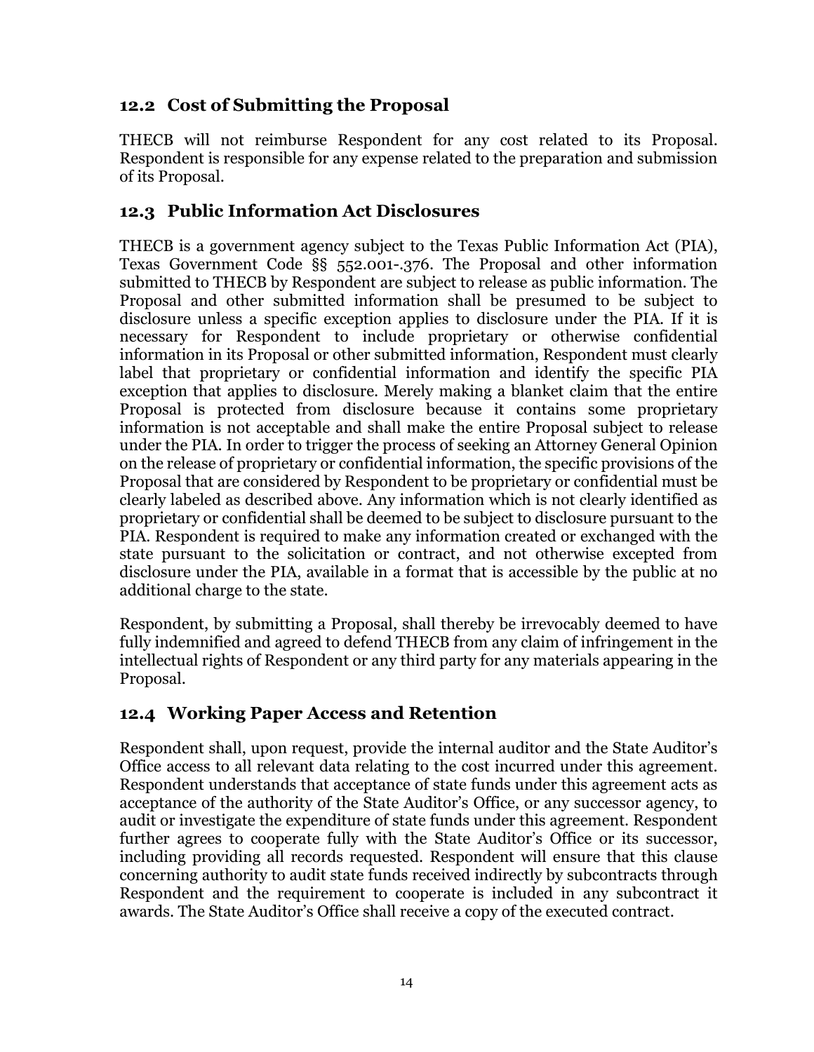## 12.2 Cost of Submitting the Proposal

THECB will not reimburse Respondent for any cost related to its Proposal. Respondent is responsible for any expense related to the preparation and submission of its Proposal.

## 12.3 Public Information Act Disclosures

THECB is a government agency subject to the Texas Public Information Act (PIA), Texas Government Code §§ 552.001-.376. The Proposal and other information submitted to THECB by Respondent are subject to release as public information. The Proposal and other submitted information shall be presumed to be subject to disclosure unless a specific exception applies to disclosure under the PIA. If it is necessary for Respondent to include proprietary or otherwise confidential information in its Proposal or other submitted information, Respondent must clearly label that proprietary or confidential information and identify the specific PIA exception that applies to disclosure. Merely making a blanket claim that the entire Proposal is protected from disclosure because it contains some proprietary information is not acceptable and shall make the entire Proposal subject to release under the PIA. In order to trigger the process of seeking an Attorney General Opinion on the release of proprietary or confidential information, the specific provisions of the Proposal that are considered by Respondent to be proprietary or confidential must be clearly labeled as described above. Any information which is not clearly identified as proprietary or confidential shall be deemed to be subject to disclosure pursuant to the PIA. Respondent is required to make any information created or exchanged with the state pursuant to the solicitation or contract, and not otherwise excepted from disclosure under the PIA, available in a format that is accessible by the public at no additional charge to the state.

Respondent, by submitting a Proposal, shall thereby be irrevocably deemed to have fully indemnified and agreed to defend THECB from any claim of infringement in the intellectual rights of Respondent or any third party for any materials appearing in the Proposal.

## 12.4 Working Paper Access and Retention

Respondent shall, upon request, provide the internal auditor and the State Auditor's Office access to all relevant data relating to the cost incurred under this agreement. Respondent understands that acceptance of state funds under this agreement acts as acceptance of the authority of the State Auditor's Office, or any successor agency, to audit or investigate the expenditure of state funds under this agreement. Respondent further agrees to cooperate fully with the State Auditor's Office or its successor, including providing all records requested. Respondent will ensure that this clause concerning authority to audit state funds received indirectly by subcontracts through Respondent and the requirement to cooperate is included in any subcontract it awards. The State Auditor's Office shall receive a copy of the executed contract.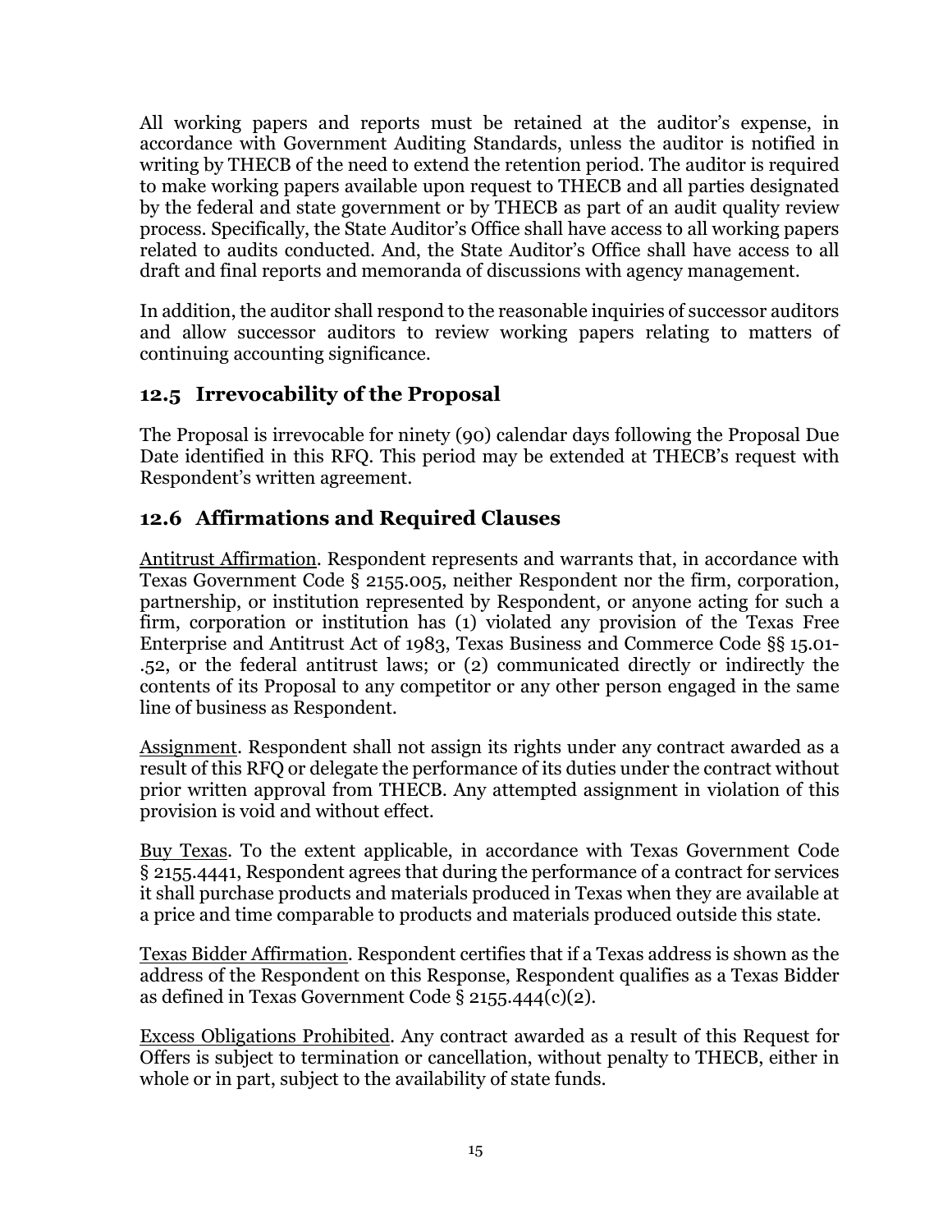All working papers and reports must be retained at the auditor's expense, in accordance with Government Auditing Standards, unless the auditor is notified in writing by THECB of the need to extend the retention period. The auditor is required to make working papers available upon request to THECB and all parties designated by the federal and state government or by THECB as part of an audit quality review process. Specifically, the State Auditor's Office shall have access to all working papers related to audits conducted. And, the State Auditor's Office shall have access to all draft and final reports and memoranda of discussions with agency management.

In addition, the auditor shall respond to the reasonable inquiries of successor auditors and allow successor auditors to review working papers relating to matters of continuing accounting significance.

## 12.5 Irrevocability of the Proposal

The Proposal is irrevocable for ninety (90) calendar days following the Proposal Due Date identified in this RFQ. This period may be extended at THECB's request with Respondent's written agreement.

## 12.6 Affirmations and Required Clauses

Antitrust Affirmation. Respondent represents and warrants that, in accordance with Texas Government Code § 2155.005, neither Respondent nor the firm, corporation, partnership, or institution represented by Respondent, or anyone acting for such a firm, corporation or institution has (1) violated any provision of the Texas Free Enterprise and Antitrust Act of 1983, Texas Business and Commerce Code §§ 15.01-.52, or the federal antitrust laws; or (2) communicated directly or indirectly the contents of its Proposal to any competitor or any other person engaged in the same line of business as Respondent.

Assignment. Respondent shall not assign its rights under any contract awarded as a result of this RFQ or delegate the performance of its duties under the contract without prior written approval from THECB. Any attempted assignment in violation of this provision is void and without effect.

Buy Texas. To the extent applicable, in accordance with Texas Government Code § 2155.4441, Respondent agrees that during the performance of a contract for services it shall purchase products and materials produced in Texas when they are available at a price and time comparable to products and materials produced outside this state.

Texas Bidder Affirmation. Respondent certifies that if a Texas address is shown as the address of the Respondent on this Response, Respondent qualifies as a Texas Bidder as defined in Texas Government Code § 2155.444(c)(2).

Excess Obligations Prohibited. Any contract awarded as a result of this Request for Offers is subject to termination or cancellation, without penalty to THECB, either in whole or in part, subject to the availability of state funds.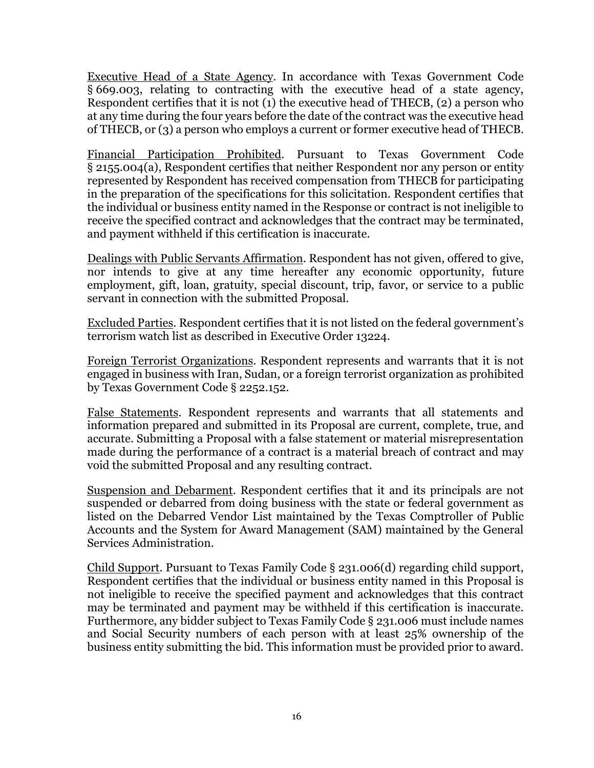Executive Head of a State Agency. In accordance with Texas Government Code § 669.003, relating to contracting with the executive head of a state agency, Respondent certifies that it is not (1) the executive head of THECB, (2) a person who at any time during the four years before the date of the contract was the executive head of THECB, or (3) a person who employs a current or former executive head of THECB.

Financial Participation Prohibited. Pursuant to Texas Government Code § 2155.004(a), Respondent certifies that neither Respondent nor any person or entity represented by Respondent has received compensation from THECB for participating in the preparation of the specifications for this solicitation. Respondent certifies that the individual or business entity named in the Response or contract is not ineligible to receive the specified contract and acknowledges that the contract may be terminated, and payment withheld if this certification is inaccurate.

Dealings with Public Servants Affirmation. Respondent has not given, offered to give, nor intends to give at any time hereafter any economic opportunity, future employment, gift, loan, gratuity, special discount, trip, favor, or service to a public servant in connection with the submitted Proposal.

Excluded Parties. Respondent certifies that it is not listed on the federal government's terrorism watch list as described in Executive Order 13224.

Foreign Terrorist Organizations. Respondent represents and warrants that it is not engaged in business with Iran, Sudan, or a foreign terrorist organization as prohibited by Texas Government Code § 2252.152.

False Statements. Respondent represents and warrants that all statements and information prepared and submitted in its Proposal are current, complete, true, and accurate. Submitting a Proposal with a false statement or material misrepresentation made during the performance of a contract is a material breach of contract and may void the submitted Proposal and any resulting contract.

Suspension and Debarment. Respondent certifies that it and its principals are not suspended or debarred from doing business with the state or federal government as listed on the Debarred Vendor List maintained by the Texas Comptroller of Public Accounts and the System for Award Management (SAM) maintained by the General Services Administration.

Child Support. Pursuant to Texas Family Code § 231.006(d) regarding child support, Respondent certifies that the individual or business entity named in this Proposal is not ineligible to receive the specified payment and acknowledges that this contract may be terminated and payment may be withheld if this certification is inaccurate. Furthermore, any bidder subject to Texas Family Code § 231.006 must include names and Social Security numbers of each person with at least 25% ownership of the business entity submitting the bid. This information must be provided prior to award.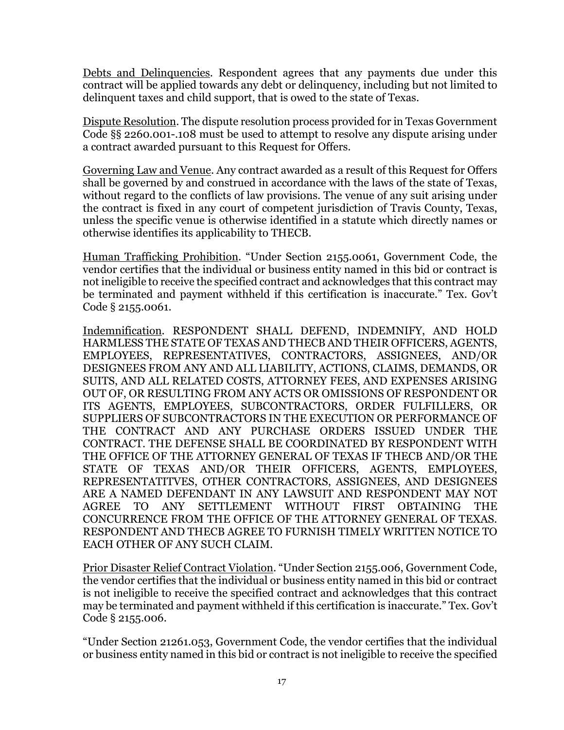Debts and Delinquencies. Respondent agrees that any payments due under this contract will be applied towards any debt or delinquency, including but not limited to delinquent taxes and child support, that is owed to the state of Texas.

Dispute Resolution. The dispute resolution process provided for in Texas Government Code §§ 2260.001-.108 must be used to attempt to resolve any dispute arising under a contract awarded pursuant to this Request for Offers.

Governing Law and Venue. Any contract awarded as a result of this Request for Offers shall be governed by and construed in accordance with the laws of the state of Texas, without regard to the conflicts of law provisions. The venue of any suit arising under the contract is fixed in any court of competent jurisdiction of Travis County, Texas, unless the specific venue is otherwise identified in a statute which directly names or otherwise identifies its applicability to THECB.

Human Trafficking Prohibition. "Under Section 2155.0061, Government Code, the vendor certifies that the individual or business entity named in this bid or contract is not ineligible to receive the specified contract and acknowledges that this contract may be terminated and payment withheld if this certification is inaccurate." Tex. Gov't Code § 2155.0061.

Indemnification. RESPONDENT SHALL DEFEND, INDEMNIFY, AND HOLD HARMLESS THE STATE OF TEXAS AND THECB AND THEIR OFFICERS, AGENTS, EMPLOYEES, REPRESENTATIVES, CONTRACTORS, ASSIGNEES, AND/OR DESIGNEES FROM ANY AND ALL LIABILITY, ACTIONS, CLAIMS, DEMANDS, OR SUITS, AND ALL RELATED COSTS, ATTORNEY FEES, AND EXPENSES ARISING OUT OF, OR RESULTING FROM ANY ACTS OR OMISSIONS OF RESPONDENT OR ITS AGENTS, EMPLOYEES, SUBCONTRACTORS, ORDER FULFILLERS, OR SUPPLIERS OF SUBCONTRACTORS IN THE EXECUTION OR PERFORMANCE OF THE CONTRACT AND ANY PURCHASE ORDERS ISSUED UNDER THE CONTRACT. THE DEFENSE SHALL BE COORDINATED BY RESPONDENT WITH THE OFFICE OF THE ATTORNEY GENERAL OF TEXAS IF THECB AND/OR THE STATE OF TEXAS AND/OR THEIR OFFICERS, AGENTS, EMPLOYEES, REPRESENTATITVES, OTHER CONTRACTORS, ASSIGNEES, AND DESIGNEES ARE A NAMED DEFENDANT IN ANY LAWSUIT AND RESPONDENT MAY NOT AGREE TO ANY SETTLEMENT WITHOUT FIRST OBTAINING THE CONCURRENCE FROM THE OFFICE OF THE ATTORNEY GENERAL OF TEXAS. RESPONDENT AND THECB AGREE TO FURNISH TIMELY WRITTEN NOTICE TO EACH OTHER OF ANY SUCH CLAIM.

Prior Disaster Relief Contract Violation. "Under Section 2155.006, Government Code, the vendor certifies that the individual or business entity named in this bid or contract is not ineligible to receive the specified contract and acknowledges that this contract may be terminated and payment withheld if this certification is inaccurate." Tex. Gov't Code § 2155.006.

"Under Section 21261.053, Government Code, the vendor certifies that the individual or business entity named in this bid or contract is not ineligible to receive the specified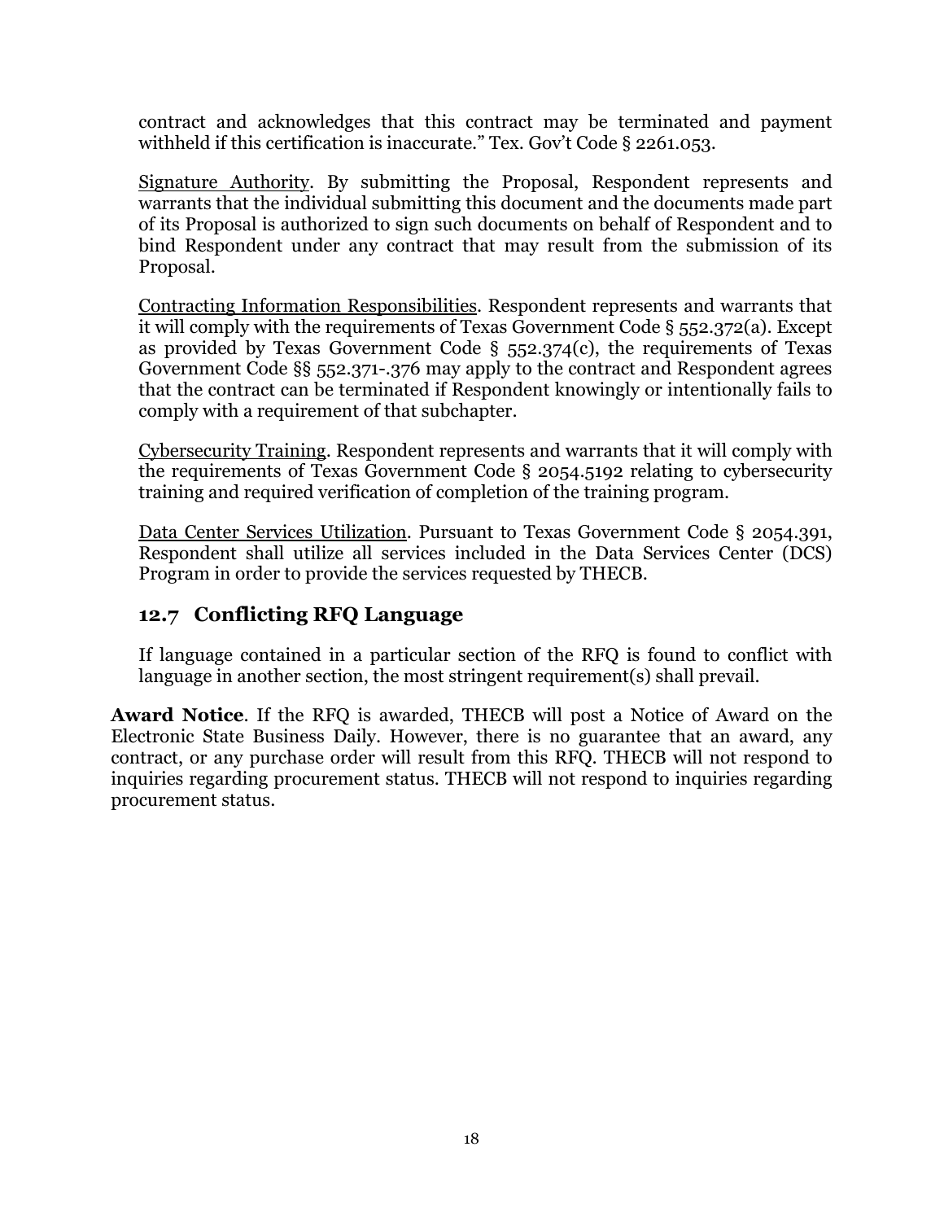contract and acknowledges that this contract may be terminated and payment withheld if this certification is inaccurate." Tex. Gov't Code § 2261.053.

Signature Authority. By submitting the Proposal, Respondent represents and warrants that the individual submitting this document and the documents made part of its Proposal is authorized to sign such documents on behalf of Respondent and to bind Respondent under any contract that may result from the submission of its Proposal.

Contracting Information Responsibilities. Respondent represents and warrants that it will comply with the requirements of Texas Government Code § 552.372(a). Except as provided by Texas Government Code § 552.374(c), the requirements of Texas Government Code §§ 552.371-.376 may apply to the contract and Respondent agrees that the contract can be terminated if Respondent knowingly or intentionally fails to comply with a requirement of that subchapter.

Cybersecurity Training. Respondent represents and warrants that it will comply with the requirements of Texas Government Code § 2054.5192 relating to cybersecurity training and required verification of completion of the training program.

Data Center Services Utilization. Pursuant to Texas Government Code § 2054.391, Respondent shall utilize all services included in the Data Services Center (DCS) Program in order to provide the services requested by THECB.

## 12.7 Conflicting RFQ Language

If language contained in a particular section of the RFQ is found to conflict with language in another section, the most stringent requirement(s) shall prevail.

**Award Notice**. If the RFQ is awarded, THECB will post a Notice of Award on the Electronic State Business Daily. However, there is no guarantee that an award, any contract, or any purchase order will result from this RFQ. THECB will not respond to inquiries regarding procurement status. THECB will not respond to inquiries regarding procurement status.